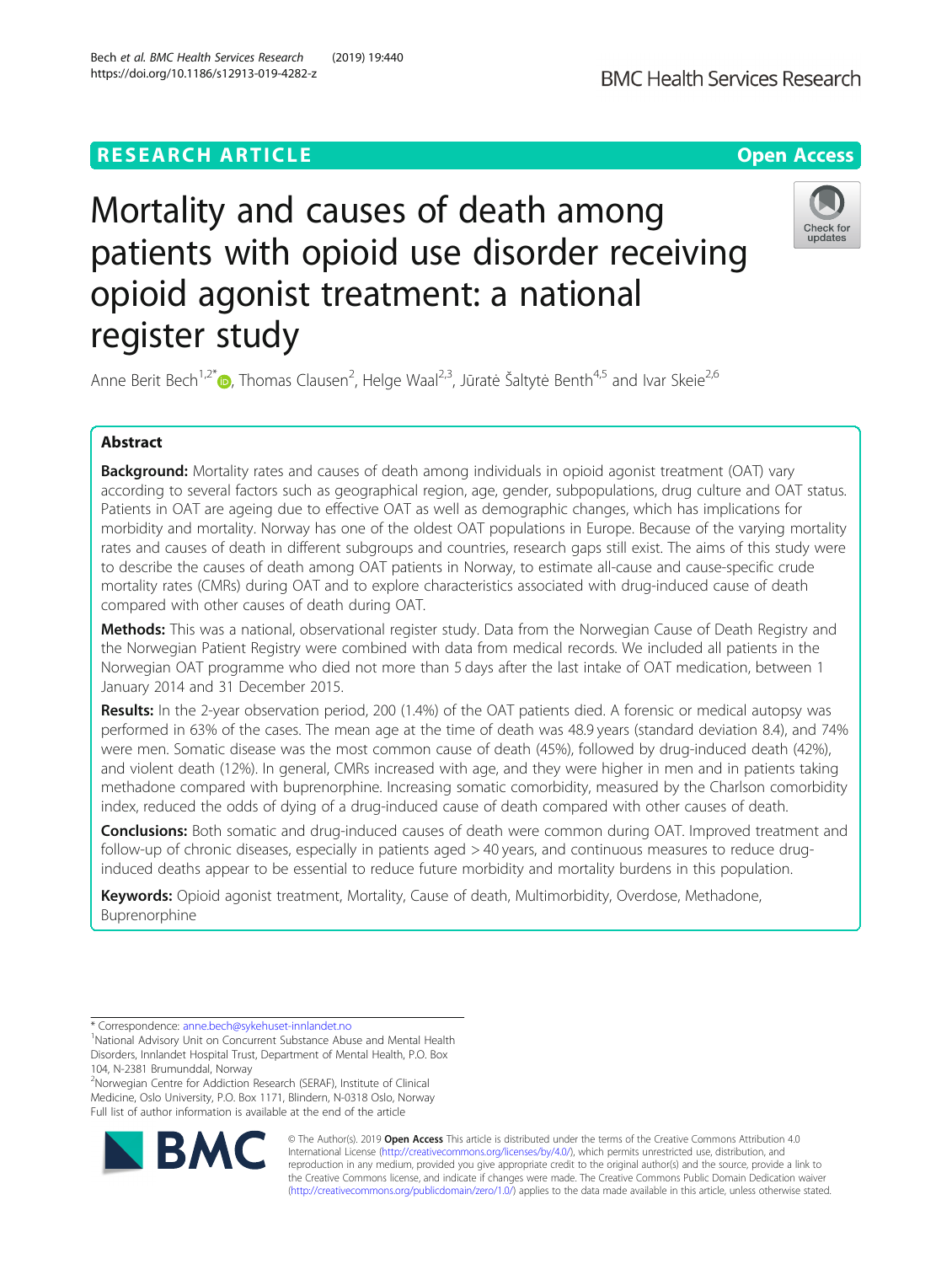RESEARCH ARTICLE

Open Access

# Mortality and causes of death among patients with opioid use disorder receiving opioid agonist treatment: a national register study

Anne Berit Bech[1,2*], Thomas Clausen[2], Helge Waal[2,3], Jūratė Šaltytė Benth[4,5] and Ivar Skeie[2,6]

## Abstract

**Background:** Mortality rates and causes of death among individuals in opioid agonist treatment (OAT) vary according to several factors such as geographical region, age, gender, subpopulations, drug culture and OAT status. Patients in OAT are ageing due to effective OAT as well as demographic changes, which has implications for morbidity and mortality. Norway has one of the oldest OAT populations in Europe. Because of the varying mortality rates and causes of death in different subgroups and countries, research gaps still exist. The aims of this study were to describe the causes of death among OAT patients in Norway, to estimate all-cause and cause-specific crude mortality rates (CMRs) during OAT and to explore characteristics associated with drug-induced cause of death compared with other causes of death during OAT.

**Methods:** This was a national, observational register study. Data from the Norwegian Cause of Death Registry and the Norwegian Patient Registry were combined with data from medical records. We included all patients in the Norwegian OAT programme who died not more than 5 days after the last intake of OAT medication, between 1 January 2014 and 31 December 2015.

**Results:** In the 2-year observation period, 200 (1.4%) of the OAT patients died. A forensic or medical autopsy was performed in 63% of the cases. The mean age at the time of death was 48.9 years (standard deviation 8.4), and 74% were men. Somatic disease was the most common cause of death (45%), followed by drug-induced death (42%), and violent death (12%). In general, CMRs increased with age, and they were higher in men and in patients taking methadone compared with buprenorphine. Increasing somatic comorbidity, measured by the Charlson comorbidity index, reduced the odds of dying of a drug-induced cause of death compared with other causes of death.

**Conclusions:** Both somatic and drug-induced causes of death were common during OAT. Improved treatment and follow-up of chronic diseases, especially in patients aged > 40 years, and continuous measures to reduce drug-induced deaths appear to be essential to reduce future morbidity and mortality burdens in this population.

**Keywords:** Opioid agonist treatment, Mortality, Cause of death, Multimorbidity, Overdose, Methadone, Buprenorphine

---

\* Correspondence: anne.bech@sykehuset-innlandet.no

[1]National Advisory Unit on Concurrent Substance Abuse and Mental Health Disorders, Innlandet Hospital Trust, Department of Mental Health, P.O. Box 104, N-2381 Brumunddal, Norway

[2]Norwegian Centre for Addiction Research (SERAF), Institute of Clinical Medicine, Oslo University, P.O. Box 1171, Blindern, N-0318 Oslo, Norway

Full list of author information is available at the end of the article

© The Author(s). 2019 **Open Access** This article is distributed under the terms of the Creative Commons Attribution 4.0 International License (http://creativecommons.org/licenses/by/4.0/), which permits unrestricted use, distribution, and reproduction in any medium, provided you give appropriate credit to the original author(s) and the source, provide a link to the Creative Commons license, and indicate if changes were made. The Creative Commons Public Domain Dedication waiver (http://creativecommons.org/publicdomain/zero/1.0/) applies to the data made available in this article, unless otherwise stated.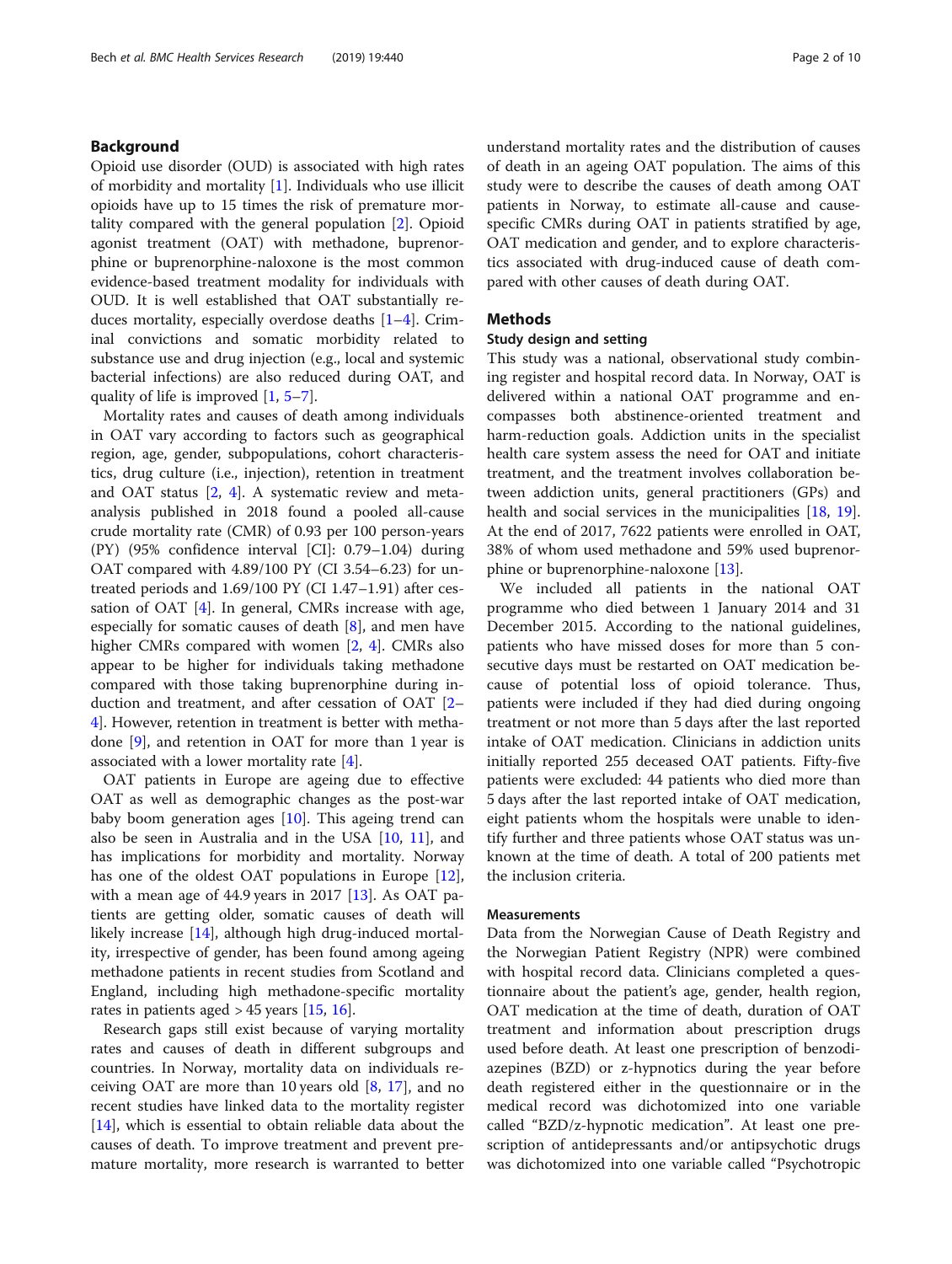## Background

Opioid use disorder (OUD) is associated with high rates of morbidity and mortality [1]. Individuals who use illicit opioids have up to 15 times the risk of premature mortality compared with the general population [2]. Opioid agonist treatment (OAT) with methadone, buprenorphine or buprenorphine-naloxone is the most common evidence-based treatment modality for individuals with OUD. It is well established that OAT substantially reduces mortality, especially overdose deaths [1–4]. Criminal convictions and somatic morbidity related to substance use and drug injection (e.g., local and systemic bacterial infections) are also reduced during OAT, and quality of life is improved [1, 5–7].

Mortality rates and causes of death among individuals in OAT vary according to factors such as geographical region, age, gender, subpopulations, cohort characteristics, drug culture (i.e., injection), retention in treatment and OAT status [2, 4]. A systematic review and meta-analysis published in 2018 found a pooled all-cause crude mortality rate (CMR) of 0.93 per 100 person-years (PY) (95% confidence interval [CI]: 0.79–1.04) during OAT compared with 4.89/100 PY (CI 3.54–6.23) for untreated periods and 1.69/100 PY (CI 1.47–1.91) after cessation of OAT [4]. In general, CMRs increase with age, especially for somatic causes of death [8], and men have higher CMRs compared with women [2, 4]. CMRs also appear to be higher for individuals taking methadone compared with those taking buprenorphine during induction and treatment, and after cessation of OAT [2–4]. However, retention in treatment is better with methadone [9], and retention in OAT for more than 1 year is associated with a lower mortality rate [4].

OAT patients in Europe are ageing due to effective OAT as well as demographic changes as the post-war baby boom generation ages [10]. This ageing trend can also be seen in Australia and in the USA [10, 11], and has implications for morbidity and mortality. Norway has one of the oldest OAT populations in Europe [12], with a mean age of 44.9 years in 2017 [13]. As OAT patients are getting older, somatic causes of death will likely increase [14], although high drug-induced mortality, irrespective of gender, has been found among ageing methadone patients in recent studies from Scotland and England, including high methadone-specific mortality rates in patients aged > 45 years [15, 16].

Research gaps still exist because of varying mortality rates and causes of death in different subgroups and countries. In Norway, mortality data on individuals receiving OAT are more than 10 years old [8, 17], and no recent studies have linked data to the mortality register [14], which is essential to obtain reliable data about the causes of death. To improve treatment and prevent premature mortality, more research is warranted to better understand mortality rates and the distribution of causes of death in an ageing OAT population. The aims of this study were to describe the causes of death among OAT patients in Norway, to estimate all-cause and cause-specific CMRs during OAT in patients stratified by age, OAT medication and gender, and to explore characteristics associated with drug-induced cause of death compared with other causes of death during OAT.

## Methods

### Study design and setting

This study was a national, observational study combining register and hospital record data. In Norway, OAT is delivered within a national OAT programme and encompasses both abstinence-oriented treatment and harm-reduction goals. Addiction units in the specialist health care system assess the need for OAT and initiate treatment, and the treatment involves collaboration between addiction units, general practitioners (GPs) and health and social services in the municipalities [18, 19]. At the end of 2017, 7622 patients were enrolled in OAT, 38% of whom used methadone and 59% used buprenorphine or buprenorphine-naloxone [13].

We included all patients in the national OAT programme who died between 1 January 2014 and 31 December 2015. According to the national guidelines, patients who have missed doses for more than 5 consecutive days must be restarted on OAT medication because of potential loss of opioid tolerance. Thus, patients were included if they had died during ongoing treatment or not more than 5 days after the last reported intake of OAT medication. Clinicians in addiction units initially reported 255 deceased OAT patients. Fifty-five patients were excluded: 44 patients who died more than 5 days after the last reported intake of OAT medication, eight patients whom the hospitals were unable to identify further and three patients whose OAT status was unknown at the time of death. A total of 200 patients met the inclusion criteria.

### Measurements

Data from the Norwegian Cause of Death Registry and the Norwegian Patient Registry (NPR) were combined with hospital record data. Clinicians completed a questionnaire about the patient's age, gender, health region, OAT medication at the time of death, duration of OAT treatment and information about prescription drugs used before death. At least one prescription of benzodiazepines (BZD) or z-hypnotics during the year before death registered either in the questionnaire or in the medical record was dichotomized into one variable called "BZD/z-hypnotic medication". At least one prescription of antidepressants and/or antipsychotic drugs was dichotomized into one variable called "Psychotropic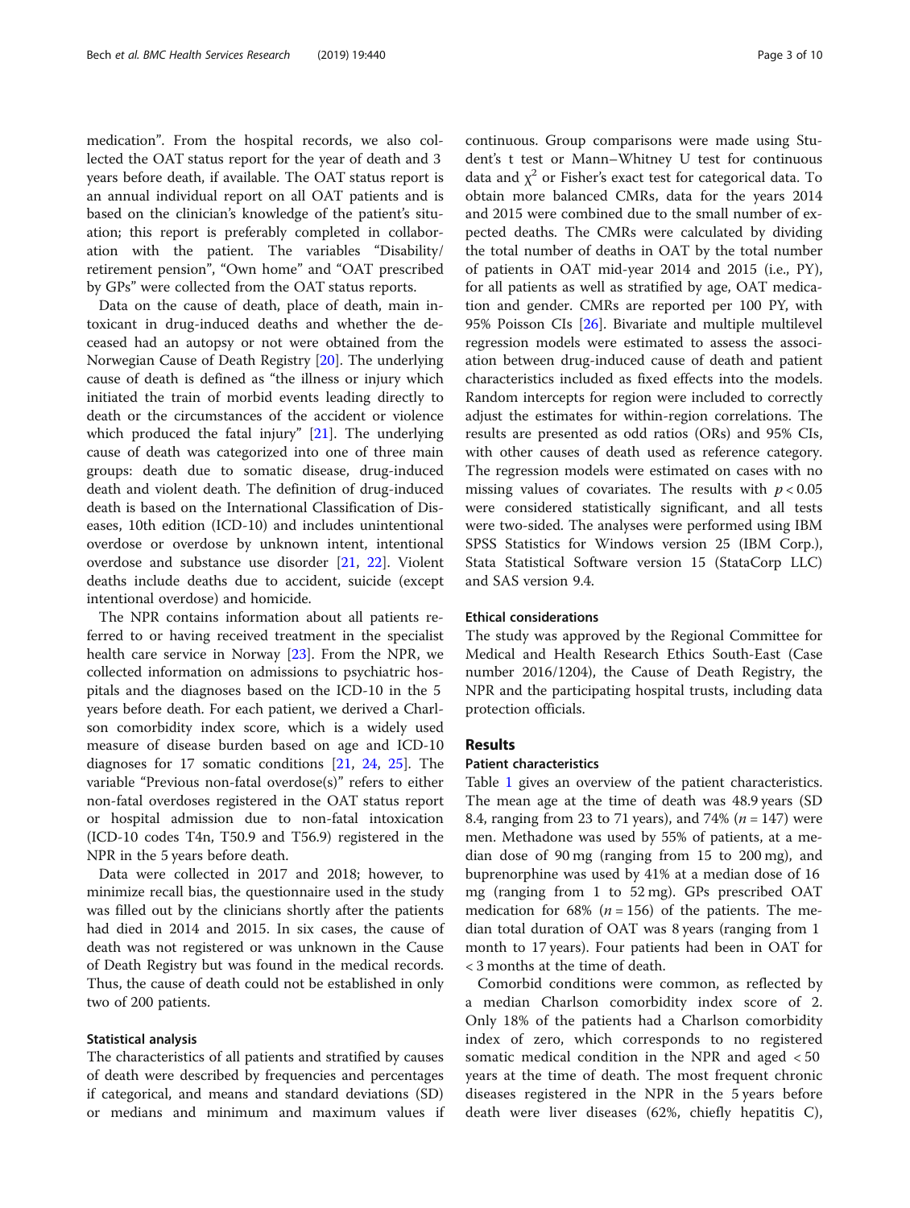medication". From the hospital records, we also collected the OAT status report for the year of death and 3 years before death, if available. The OAT status report is an annual individual report on all OAT patients and is based on the clinician's knowledge of the patient's situation; this report is preferably completed in collaboration with the patient. The variables "Disability/ retirement pension", "Own home" and "OAT prescribed by GPs" were collected from the OAT status reports.

Data on the cause of death, place of death, main intoxicant in drug-induced deaths and whether the deceased had an autopsy or not were obtained from the Norwegian Cause of Death Registry [20]. The underlying cause of death is defined as "the illness or injury which initiated the train of morbid events leading directly to death or the circumstances of the accident or violence which produced the fatal injury" [21]. The underlying cause of death was categorized into one of three main groups: death due to somatic disease, drug-induced death and violent death. The definition of drug-induced death is based on the International Classification of Diseases, 10th edition (ICD-10) and includes unintentional overdose or overdose by unknown intent, intentional overdose and substance use disorder [21, 22]. Violent deaths include deaths due to accident, suicide (except intentional overdose) and homicide.

The NPR contains information about all patients referred to or having received treatment in the specialist health care service in Norway [23]. From the NPR, we collected information on admissions to psychiatric hospitals and the diagnoses based on the ICD-10 in the 5 years before death. For each patient, we derived a Charlson comorbidity index score, which is a widely used measure of disease burden based on age and ICD-10 diagnoses for 17 somatic conditions [21, 24, 25]. The variable "Previous non-fatal overdose(s)" refers to either non-fatal overdoses registered in the OAT status report or hospital admission due to non-fatal intoxication (ICD-10 codes T4n, T50.9 and T56.9) registered in the NPR in the 5 years before death.

Data were collected in 2017 and 2018; however, to minimize recall bias, the questionnaire used in the study was filled out by the clinicians shortly after the patients had died in 2014 and 2015. In six cases, the cause of death was not registered or was unknown in the Cause of Death Registry but was found in the medical records. Thus, the cause of death could not be established in only two of 200 patients.

### Statistical analysis

The characteristics of all patients and stratified by causes of death were described by frequencies and percentages if categorical, and means and standard deviations (SD) or medians and minimum and maximum values if continuous. Group comparisons were made using Student's t test or Mann–Whitney U test for continuous data and $\chi^2$ or Fisher's exact test for categorical data. To obtain more balanced CMRs, data for the years 2014 and 2015 were combined due to the small number of expected deaths. The CMRs were calculated by dividing the total number of deaths in OAT by the total number of patients in OAT mid-year 2014 and 2015 (i.e., PY), for all patients as well as stratified by age, OAT medication and gender. CMRs are reported per 100 PY, with 95% Poisson CIs [26]. Bivariate and multiple multilevel regression models were estimated to assess the association between drug-induced cause of death and patient characteristics included as fixed effects into the models. Random intercepts for region were included to correctly adjust the estimates for within-region correlations. The results are presented as odd ratios (ORs) and 95% CIs, with other causes of death used as reference category. The regression models were estimated on cases with no missing values of covariates. The results with $p < 0.05$ were considered statistically significant, and all tests were two-sided. The analyses were performed using IBM SPSS Statistics for Windows version 25 (IBM Corp.), Stata Statistical Software version 15 (StataCorp LLC) and SAS version 9.4.

### Ethical considerations

The study was approved by the Regional Committee for Medical and Health Research Ethics South-East (Case number 2016/1204), the Cause of Death Registry, the NPR and the participating hospital trusts, including data protection officials.

## Results

### Patient characteristics

Table 1 gives an overview of the patient characteristics. The mean age at the time of death was 48.9 years (SD 8.4, ranging from 23 to 71 years), and 74% ($n = 147$) were men. Methadone was used by 55% of patients, at a median dose of 90 mg (ranging from 15 to 200 mg), and buprenorphine was used by 41% at a median dose of 16 mg (ranging from 1 to 52 mg). GPs prescribed OAT medication for 68% ($n = 156$) of the patients. The median total duration of OAT was 8 years (ranging from 1 month to 17 years). Four patients had been in OAT for < 3 months at the time of death.

Comorbid conditions were common, as reflected by a median Charlson comorbidity index score of 2. Only 18% of the patients had a Charlson comorbidity index of zero, which corresponds to no registered somatic medical condition in the NPR and aged < 50 years at the time of death. The most frequent chronic diseases registered in the NPR in the 5 years before death were liver diseases (62%, chiefly hepatitis C),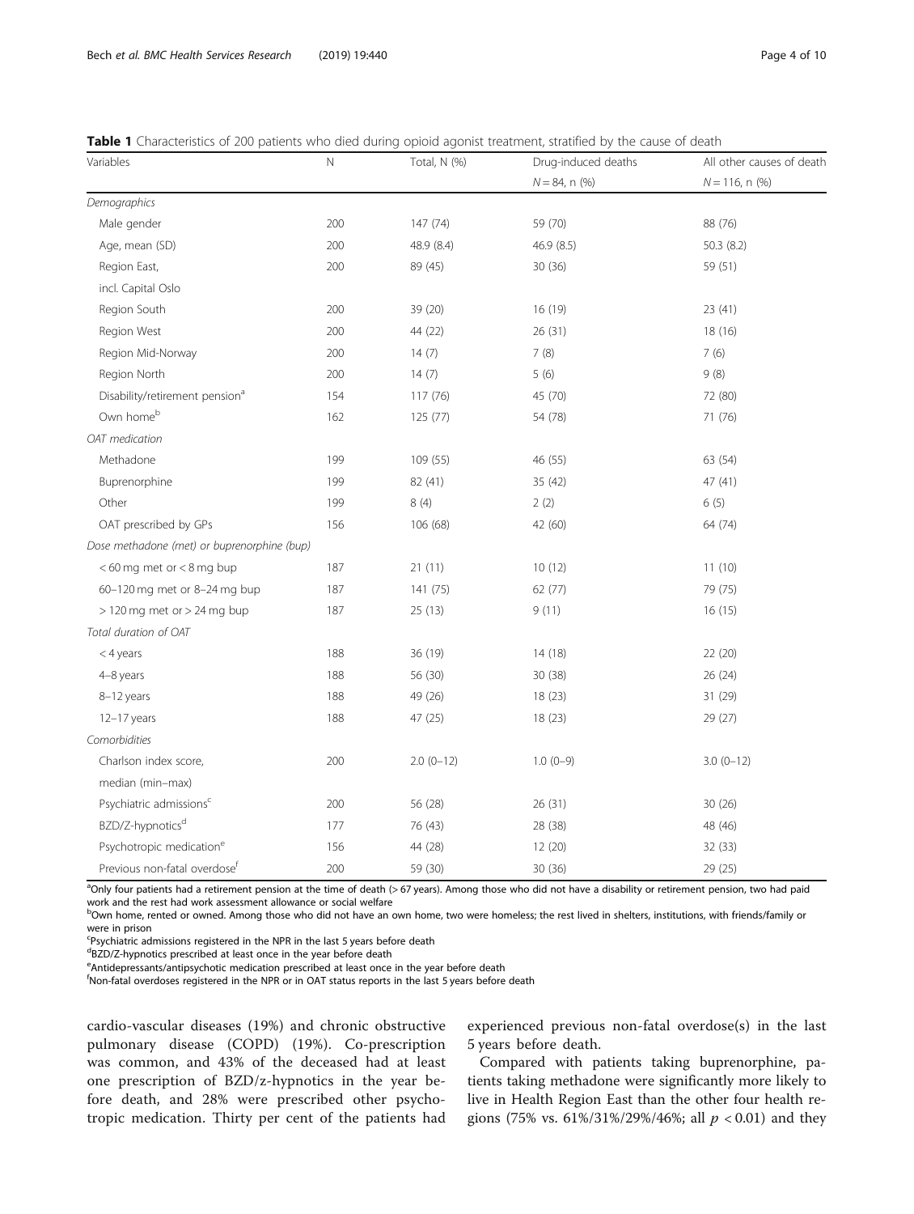**Table 1** Characteristics of 200 patients who died during opioid agonist treatment, stratified by the cause of death

| Variables | N | Total, N (%) | Drug-induced deaths $N = 84$, n (%) | All other causes of death $N = 116$, n (%) |
|---|---|---|---|---|
| *Demographics* | | | | |
| Male gender | 200 | 147 (74) | 59 (70) | 88 (76) |
| Age, mean (SD) | 200 | 48.9 (8.4) | 46.9 (8.5) | 50.3 (8.2) |
| Region East, incl. Capital Oslo | 200 | 89 (45) | 30 (36) | 59 (51) |
| Region South | 200 | 39 (20) | 16 (19) | 23 (41) |
| Region West | 200 | 44 (22) | 26 (31) | 18 (16) |
| Region Mid-Norway | 200 | 14 (7) | 7 (8) | 7 (6) |
| Region North | 200 | 14 (7) | 5 (6) | 9 (8) |
| Disability/retirement pension[a] | 154 | 117 (76) | 45 (70) | 72 (80) |
| Own home[b] | 162 | 125 (77) | 54 (78) | 71 (76) |
| *OAT medication* | | | | |
| Methadone | 199 | 109 (55) | 46 (55) | 63 (54) |
| Buprenorphine | 199 | 82 (41) | 35 (42) | 47 (41) |
| Other | 199 | 8 (4) | 2 (2) | 6 (5) |
| OAT prescribed by GPs | 156 | 106 (68) | 42 (60) | 64 (74) |
| *Dose methadone (met) or buprenorphine (bup)* | | | | |
| < 60 mg met or < 8 mg bup | 187 | 21 (11) | 10 (12) | 11 (10) |
| 60–120 mg met or 8–24 mg bup | 187 | 141 (75) | 62 (77) | 79 (75) |
| > 120 mg met or > 24 mg bup | 187 | 25 (13) | 9 (11) | 16 (15) |
| *Total duration of OAT* | | | | |
| < 4 years | 188 | 36 (19) | 14 (18) | 22 (20) |
| 4–8 years | 188 | 56 (30) | 30 (38) | 26 (24) |
| 8–12 years | 188 | 49 (26) | 18 (23) | 31 (29) |
| 12–17 years | 188 | 47 (25) | 18 (23) | 29 (27) |
| *Comorbidities* | | | | |
| Charlson index score, median (min–max) | 200 | 2.0 (0–12) | 1.0 (0–9) | 3.0 (0–12) |
| Psychiatric admissions[c] | 200 | 56 (28) | 26 (31) | 30 (26) |
| BZD/Z-hypnotics[d] | 177 | 76 (43) | 28 (38) | 48 (46) |
| Psychotropic medication[e] | 156 | 44 (28) | 12 (20) | 32 (33) |
| Previous non-fatal overdose[f] | 200 | 59 (30) | 30 (36) | 29 (25) |

[a]Only four patients had a retirement pension at the time of death (> 67 years). Among those who did not have a disability or retirement pension, two had paid work and the rest had work assessment allowance or social welfare
[b]Own home, rented or owned. Among those who did not have an own home, two were homeless; the rest lived in shelters, institutions, with friends/family or were in prison
[c]Psychiatric admissions registered in the NPR in the last 5 years before death
[d]BZD/Z-hypnotics prescribed at least once in the year before death
[e]Antidepressants/antipsychotic medication prescribed at least once in the year before death
[f]Non-fatal overdoses registered in the NPR or in OAT status reports in the last 5 years before death

cardio-vascular diseases (19%) and chronic obstructive pulmonary disease (COPD) (19%). Co-prescription was common, and 43% of the deceased had at least one prescription of BZD/z-hypnotics in the year before death, and 28% were prescribed other psychotropic medication. Thirty per cent of the patients had experienced previous non-fatal overdose(s) in the last 5 years before death.

Compared with patients taking buprenorphine, patients taking methadone were significantly more likely to live in Health Region East than the other four health regions (75% vs. 61%/31%/29%/46%; all $p < 0.01$) and they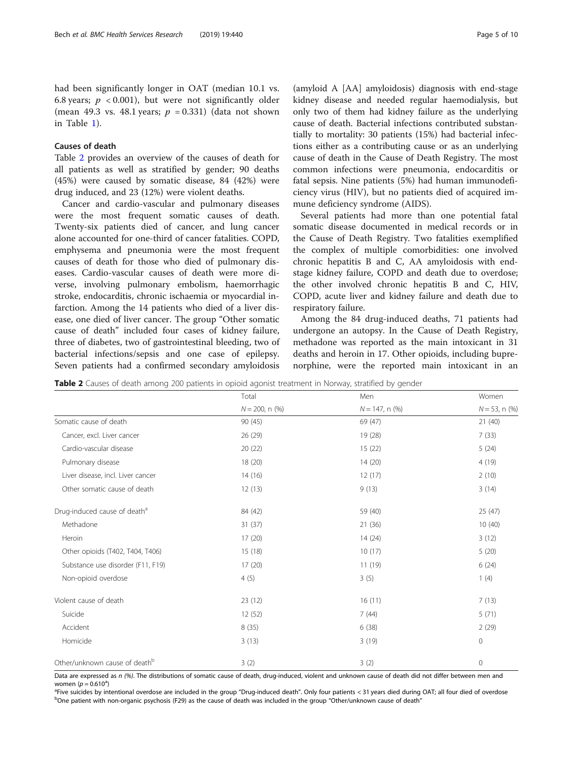had been significantly longer in OAT (median 10.1 vs. 6.8 years; $p < 0.001$), but were not significantly older (mean 49.3 vs. 48.1 years; $p = 0.331$) (data not shown in Table 1).

## Causes of death

Table 2 provides an overview of the causes of death for all patients as well as stratified by gender; 90 deaths (45%) were caused by somatic disease, 84 (42%) were drug induced, and 23 (12%) were violent deaths.

Cancer and cardio-vascular and pulmonary diseases were the most frequent somatic causes of death. Twenty-six patients died of cancer, and lung cancer alone accounted for one-third of cancer fatalities. COPD, emphysema and pneumonia were the most frequent causes of death for those who died of pulmonary diseases. Cardio-vascular causes of death were more diverse, involving pulmonary embolism, haemorrhagic stroke, endocarditis, chronic ischaemia or myocardial infarction. Among the 14 patients who died of a liver disease, one died of liver cancer. The group "Other somatic cause of death" included four cases of kidney failure, three of diabetes, two of gastrointestinal bleeding, two of bacterial infections/sepsis and one case of epilepsy. Seven patients had a confirmed secondary amyloidosis (amyloid A [AA] amyloidosis) diagnosis with end-stage kidney disease and needed regular haemodialysis, but only two of them had kidney failure as the underlying cause of death. Bacterial infections contributed substantially to mortality: 30 patients (15%) had bacterial infections either as a contributing cause or as an underlying cause of death in the Cause of Death Registry. The most common infections were pneumonia, endocarditis or fatal sepsis. Nine patients (5%) had human immunodeficiency virus (HIV), but no patients died of acquired immune deficiency syndrome (AIDS).

Several patients had more than one potential fatal somatic disease documented in medical records or in the Cause of Death Registry. Two fatalities exemplified the complex of multiple comorbidities: one involved chronic hepatitis B and C, AA amyloidosis with end-stage kidney failure, COPD and death due to overdose; the other involved chronic hepatitis B and C, HIV, COPD, acute liver and kidney failure and death due to respiratory failure.

Among the 84 drug-induced deaths, 71 patients had undergone an autopsy. In the Cause of Death Registry, methadone was reported as the main intoxicant in 31 deaths and heroin in 17. Other opioids, including buprenorphine, were the reported main intoxicant in an

**Table 2** Causes of death among 200 patients in opioid agonist treatment in Norway, stratified by gender

| | Total | Men | Women |
|---|---|---|---|
| | $N = 200$, n (%) | $N = 147$, n (%) | $N = 53$, n (%) |
| Somatic cause of death | 90 (45) | 69 (47) | 21 (40) |
| Cancer, excl. Liver cancer | 26 (29) | 19 (28) | 7 (33) |
| Cardio-vascular disease | 20 (22) | 15 (22) | 5 (24) |
| Pulmonary disease | 18 (20) | 14 (20) | 4 (19) |
| Liver disease, incl. Liver cancer | 14 (16) | 12 (17) | 2 (10) |
| Other somatic cause of death | 12 (13) | 9 (13) | 3 (14) |
| Drug-induced cause of death[a] | 84 (42) | 59 (40) | 25 (47) |
| Methadone | 31 (37) | 21 (36) | 10 (40) |
| Heroin | 17 (20) | 14 (24) | 3 (12) |
| Other opioids (T402, T404, T406) | 15 (18) | 10 (17) | 5 (20) |
| Substance use disorder (F11, F19) | 17 (20) | 11 (19) | 6 (24) |
| Non-opioid overdose | 4 (5) | 3 (5) | 1 (4) |
| Violent cause of death | 23 (12) | 16 (11) | 7 (13) |
| Suicide | 12 (52) | 7 (44) | 5 (71) |
| Accident | 8 (35) | 6 (38) | 2 (29) |
| Homicide | 3 (13) | 3 (19) | 0 |
| Other/unknown cause of death[b] | 3 (2) | 3 (2) | 0 |

Data are expressed as *n (%)*. The distributions of somatic cause of death, drug-induced, violent and unknown cause of death did not differ between men and women ($p = 0.610$[a])

[a]Five suicides by intentional overdose are included in the group "Drug-induced death". Only four patients < 31 years died during OAT; all four died of overdose

[b]One patient with non-organic psychosis (F29) as the cause of death was included in the group "Other/unknown cause of death"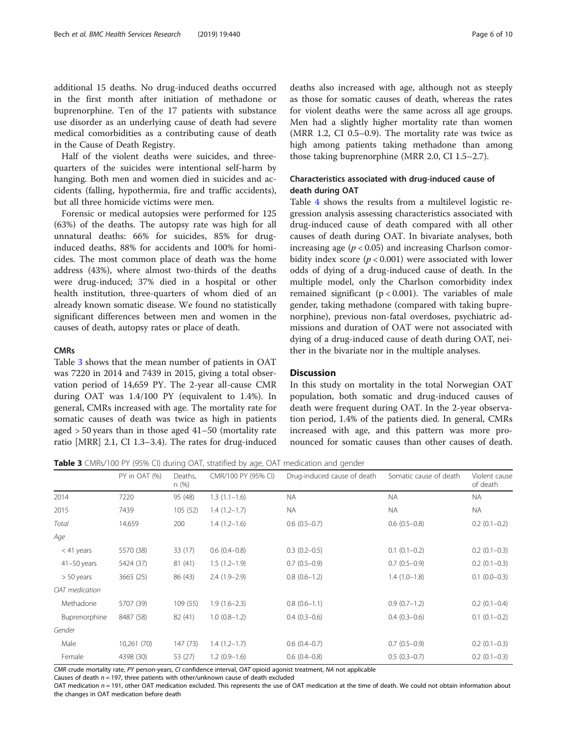additional 15 deaths. No drug-induced deaths occurred in the first month after initiation of methadone or buprenorphine. Ten of the 17 patients with substance use disorder as an underlying cause of death had severe medical comorbidities as a contributing cause of death in the Cause of Death Registry.

Half of the violent deaths were suicides, and three-quarters of the suicides were intentional self-harm by hanging. Both men and women died in suicides and accidents (falling, hypothermia, fire and traffic accidents), but all three homicide victims were men.

Forensic or medical autopsies were performed for 125 (63%) of the deaths. The autopsy rate was high for all unnatural deaths: 66% for suicides, 85% for drug-induced deaths, 88% for accidents and 100% for homicides. The most common place of death was the home address (43%), where almost two-thirds of the deaths were drug-induced; 37% died in a hospital or other health institution, three-quarters of whom died of an already known somatic disease. We found no statistically significant differences between men and women in the causes of death, autopsy rates or place of death.

### CMRs

Table 3 shows that the mean number of patients in OAT was 7220 in 2014 and 7439 in 2015, giving a total observation period of 14,659 PY. The 2-year all-cause CMR during OAT was 1.4/100 PY (equivalent to 1.4%). In general, CMRs increased with age. The mortality rate for somatic causes of death was twice as high in patients aged > 50 years than in those aged 41–50 (mortality rate ratio [MRR] 2.1, CI 1.3–3.4). The rates for drug-induced deaths also increased with age, although not as steeply as those for somatic causes of death, whereas the rates for violent deaths were the same across all age groups. Men had a slightly higher mortality rate than women (MRR 1.2, CI 0.5–0.9). The mortality rate was twice as high among patients taking methadone than among those taking buprenorphine (MRR 2.0, CI 1.5–2.7).

### Characteristics associated with drug-induced cause of death during OAT

Table 4 shows the results from a multilevel logistic regression analysis assessing characteristics associated with drug-induced cause of death compared with all other causes of death during OAT. In bivariate analyses, both increasing age ($p < 0.05$) and increasing Charlson comorbidity index score ($p < 0.001$) were associated with lower odds of dying of a drug-induced cause of death. In the multiple model, only the Charlson comorbidity index remained significant ($p < 0.001$). The variables of male gender, taking methadone (compared with taking buprenorphine), previous non-fatal overdoses, psychiatric admissions and duration of OAT were not associated with dying of a drug-induced cause of death during OAT, neither in the bivariate nor in the multiple analyses.

## Discussion

In this study on mortality in the total Norwegian OAT population, both somatic and drug-induced causes of death were frequent during OAT. In the 2-year observation period, 1.4% of the patients died. In general, CMRs increased with age, and this pattern was more pronounced for somatic causes than other causes of death.

**Table 3** CMRs/100 PY (95% CI) during OAT, stratified by age, OAT medication and gender

| | PY in OAT (%) | Deaths, n (%) | CMR/100 PY (95% CI) | Drug-induced cause of death | Somatic cause of death | Violent cause of death |
|---|---|---|---|---|---|---|
| 2014 | 7220 | 95 (48) | 1.3 (1.1–1.6) | NA | NA | NA |
| 2015 | 7439 | 105 (52) | 1.4 (1.2–1.7) | NA | NA | NA |
| *Total* | 14,659 | 200 | 1.4 (1.2–1.6) | 0.6 (0.5–0.7) | 0.6 (0.5–0.8) | 0.2 (0.1–0.2) |
| *Age* | | | | | | |
| < 41 years | 5570 (38) | 33 (17) | 0.6 (0.4–0.8) | 0.3 (0.2–0.5) | 0.1 (0.1–0.2) | 0.2 (0.1–0.3) |
| 41–50 years | 5424 (37) | 81 (41) | 1.5 (1.2–1.9) | 0.7 (0.5–0.9) | 0.7 (0.5–0.9) | 0.2 (0.1–0.3) |
| > 50 years | 3665 (25) | 86 (43) | 2.4 (1.9–2.9) | 0.8 (0.6–1.2) | 1.4 (1.0–1.8) | 0.1 (0.0–0.3) |
| *OAT medication* | | | | | | |
| Methadone | 5707 (39) | 109 (55) | 1.9 (1.6–2.3) | 0.8 (0.6–1.1) | 0.9 (0.7–1.2) | 0.2 (0.1–0.4) |
| Buprenorphine | 8487 (58) | 82 (41) | 1.0 (0.8–1.2) | 0.4 (0.3–0.6) | 0.4 (0.3–0.6) | 0.1 (0.1–0.2) |
| *Gender* | | | | | | |
| Male | 10,261 (70) | 147 (73) | 1.4 (1.2–1.7) | 0.6 (0.4–0.7) | 0.7 (0.5–0.9) | 0.2 (0.1–0.3) |
| Female | 4398 (30) | 53 (27) | 1.2 (0.9–1.6) | 0.6 (0.4–0.8) | 0.5 (0.3–0.7) | 0.2 (0.1–0.3) |

*CMR* crude mortality rate, *PY* person-years, *CI* confidence interval, *OAT* opioid agonist treatment, *NA* not applicable

Causes of death $n = 197$, three patients with other/unknown cause of death excluded

OAT medication $n = 191$, other OAT medication excluded. This represents the use of OAT medication at the time of death. We could not obtain information about the changes in OAT medication before death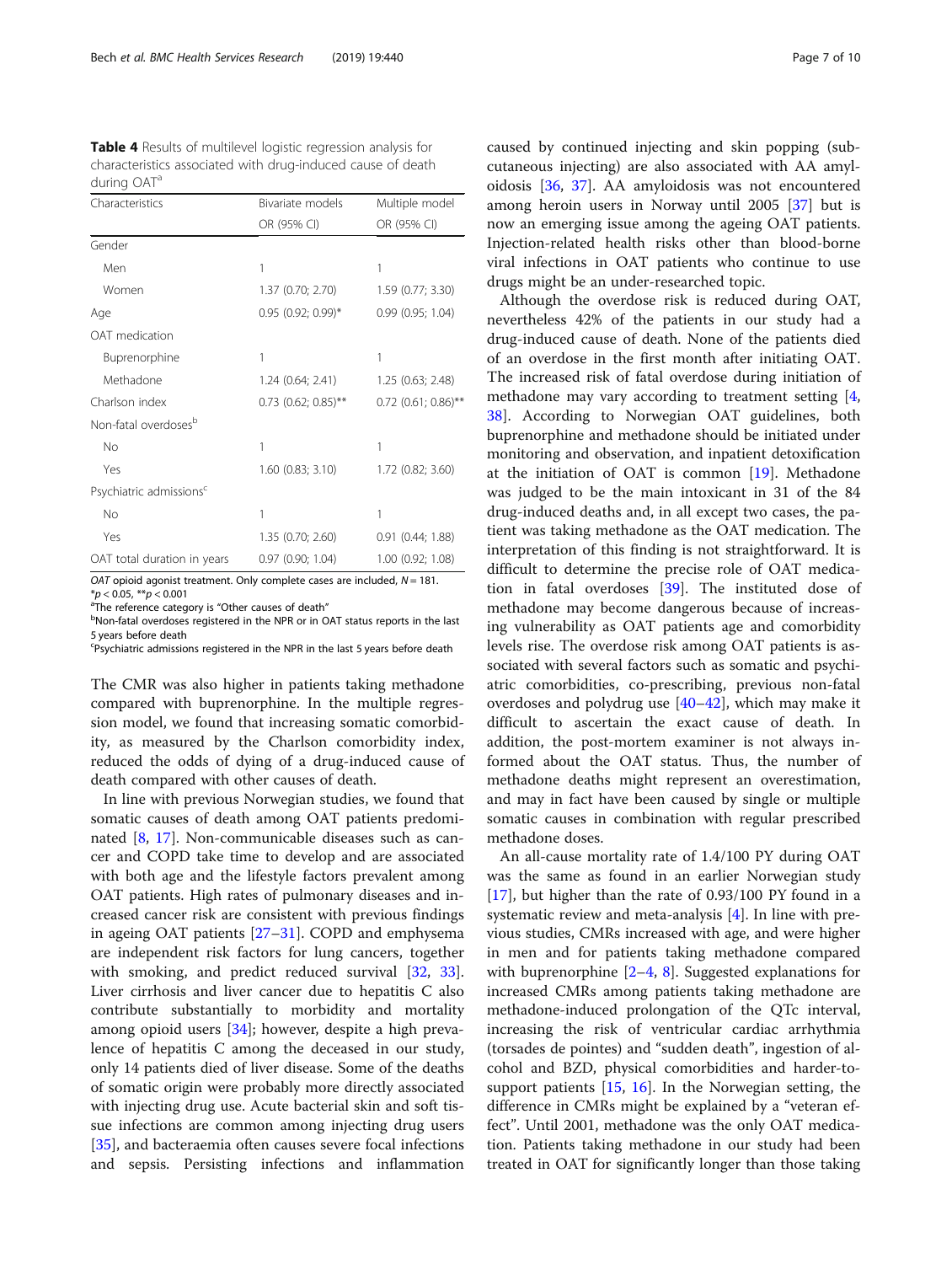**Table 4** Results of multilevel logistic regression analysis for characteristics associated with drug-induced cause of death during OAT[a]

| Characteristics | Bivariate models | Multiple model |
|---|---|---|
| | OR (95% CI) | OR (95% CI) |
| Gender | | |
| Men | 1 | 1 |
| Women | 1.37 (0.70; 2.70) | 1.59 (0.77; 3.30) |
| Age | 0.95 (0.92; 0.99)* | 0.99 (0.95; 1.04) |
| OAT medication | | |
| Buprenorphine | 1 | 1 |
| Methadone | 1.24 (0.64; 2.41) | 1.25 (0.63; 2.48) |
| Charlson index | 0.73 (0.62; 0.85)** | 0.72 (0.61; 0.86)** |
| Non-fatal overdoses[b] | | |
| No | 1 | 1 |
| Yes | 1.60 (0.83; 3.10) | 1.72 (0.82; 3.60) |
| Psychiatric admissions[c] | | |
| No | 1 | 1 |
| Yes | 1.35 (0.70; 2.60) | 0.91 (0.44; 1.88) |
| OAT total duration in years | 0.97 (0.90; 1.04) | 1.00 (0.92; 1.08) |

*OAT* opioid agonist treatment. Only complete cases are included, $N = 181$.
*$p < 0.05$, **$p < 0.001$
[a]The reference category is "Other causes of death"
[b]Non-fatal overdoses registered in the NPR or in OAT status reports in the last 5 years before death
[c]Psychiatric admissions registered in the NPR in the last 5 years before death

The CMR was also higher in patients taking methadone compared with buprenorphine. In the multiple regression model, we found that increasing somatic comorbidity, as measured by the Charlson comorbidity index, reduced the odds of dying of a drug-induced cause of death compared with other causes of death.

In line with previous Norwegian studies, we found that somatic causes of death among OAT patients predominated [8, 17]. Non-communicable diseases such as cancer and COPD take time to develop and are associated with both age and the lifestyle factors prevalent among OAT patients. High rates of pulmonary diseases and increased cancer risk are consistent with previous findings in ageing OAT patients [27–31]. COPD and emphysema are independent risk factors for lung cancers, together with smoking, and predict reduced survival [32, 33]. Liver cirrhosis and liver cancer due to hepatitis C also contribute substantially to morbidity and mortality among opioid users [34]; however, despite a high prevalence of hepatitis C among the deceased in our study, only 14 patients died of liver disease. Some of the deaths of somatic origin were probably more directly associated with injecting drug use. Acute bacterial skin and soft tissue infections are common among injecting drug users [35], and bacteraemia often causes severe focal infections and sepsis. Persisting infections and inflammation caused by continued injecting and skin popping (subcutaneous injecting) are also associated with AA amyloidosis [36, 37]. AA amyloidosis was not encountered among heroin users in Norway until 2005 [37] but is now an emerging issue among the ageing OAT patients. Injection-related health risks other than blood-borne viral infections in OAT patients who continue to use drugs might be an under-researched topic.

Although the overdose risk is reduced during OAT, nevertheless 42% of the patients in our study had a drug-induced cause of death. None of the patients died of an overdose in the first month after initiating OAT. The increased risk of fatal overdose during initiation of methadone may vary according to treatment setting [4, 38]. According to Norwegian OAT guidelines, both buprenorphine and methadone should be initiated under monitoring and observation, and inpatient detoxification at the initiation of OAT is common [19]. Methadone was judged to be the main intoxicant in 31 of the 84 drug-induced deaths and, in all except two cases, the patient was taking methadone as the OAT medication. The interpretation of this finding is not straightforward. It is difficult to determine the precise role of OAT medication in fatal overdoses [39]. The instituted dose of methadone may become dangerous because of increasing vulnerability as OAT patients age and comorbidity levels rise. The overdose risk among OAT patients is associated with several factors such as somatic and psychiatric comorbidities, co-prescribing, previous non-fatal overdoses and polydrug use [40–42], which may make it difficult to ascertain the exact cause of death. In addition, the post-mortem examiner is not always informed about the OAT status. Thus, the number of methadone deaths might represent an overestimation, and may in fact have been caused by single or multiple somatic causes in combination with regular prescribed methadone doses.

An all-cause mortality rate of 1.4/100 PY during OAT was the same as found in an earlier Norwegian study [17], but higher than the rate of 0.93/100 PY found in a systematic review and meta-analysis [4]. In line with previous studies, CMRs increased with age, and were higher in men and for patients taking methadone compared with buprenorphine [2–4, 8]. Suggested explanations for increased CMRs among patients taking methadone are methadone-induced prolongation of the QTc interval, increasing the risk of ventricular cardiac arrhythmia (torsades de pointes) and "sudden death", ingestion of alcohol and BZD, physical comorbidities and harder-to-support patients [15, 16]. In the Norwegian setting, the difference in CMRs might be explained by a "veteran effect". Until 2001, methadone was the only OAT medication. Patients taking methadone in our study had been treated in OAT for significantly longer than those taking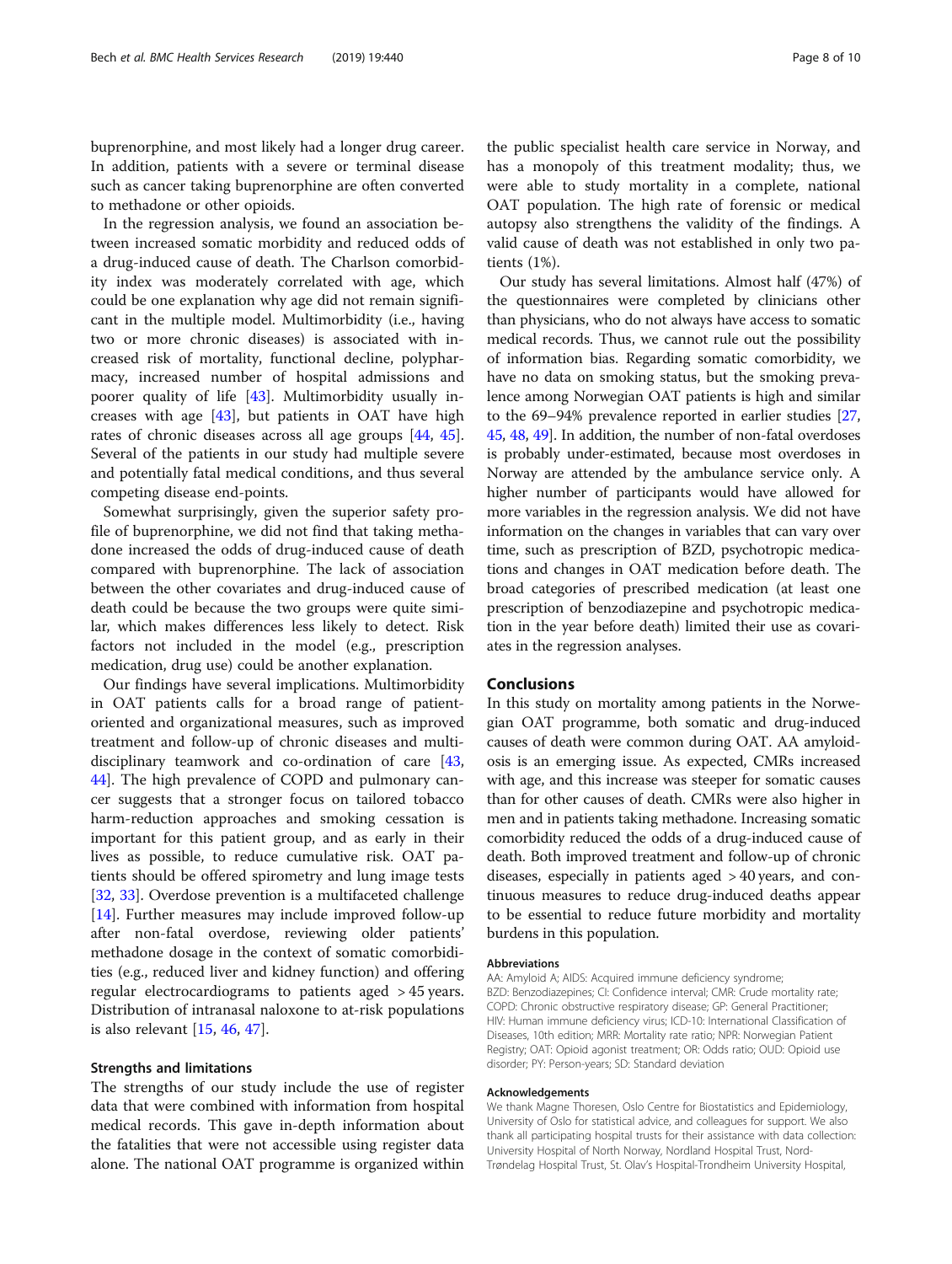buprenorphine, and most likely had a longer drug career. In addition, patients with a severe or terminal disease such as cancer taking buprenorphine are often converted to methadone or other opioids.

In the regression analysis, we found an association between increased somatic morbidity and reduced odds of a drug-induced cause of death. The Charlson comorbidity index was moderately correlated with age, which could be one explanation why age did not remain significant in the multiple model. Multimorbidity (i.e., having two or more chronic diseases) is associated with increased risk of mortality, functional decline, polypharmacy, increased number of hospital admissions and poorer quality of life [43]. Multimorbidity usually increases with age [43], but patients in OAT have high rates of chronic diseases across all age groups [44, 45]. Several of the patients in our study had multiple severe and potentially fatal medical conditions, and thus several competing disease end-points.

Somewhat surprisingly, given the superior safety profile of buprenorphine, we did not find that taking methadone increased the odds of drug-induced cause of death compared with buprenorphine. The lack of association between the other covariates and drug-induced cause of death could be because the two groups were quite similar, which makes differences less likely to detect. Risk factors not included in the model (e.g., prescription medication, drug use) could be another explanation.

Our findings have several implications. Multimorbidity in OAT patients calls for a broad range of patient-oriented and organizational measures, such as improved treatment and follow-up of chronic diseases and multidisciplinary teamwork and co-ordination of care [43, 44]. The high prevalence of COPD and pulmonary cancer suggests that a stronger focus on tailored tobacco harm-reduction approaches and smoking cessation is important for this patient group, and as early in their lives as possible, to reduce cumulative risk. OAT patients should be offered spirometry and lung image tests [32, 33]. Overdose prevention is a multifaceted challenge [14]. Further measures may include improved follow-up after non-fatal overdose, reviewing older patients' methadone dosage in the context of somatic comorbidities (e.g., reduced liver and kidney function) and offering regular electrocardiograms to patients aged > 45 years. Distribution of intranasal naloxone to at-risk populations is also relevant [15, 46, 47].

## Strengths and limitations

The strengths of our study include the use of register data that were combined with information from hospital medical records. This gave in-depth information about the fatalities that were not accessible using register data alone. The national OAT programme is organized within the public specialist health care service in Norway, and has a monopoly of this treatment modality; thus, we were able to study mortality in a complete, national OAT population. The high rate of forensic or medical autopsy also strengthens the validity of the findings. A valid cause of death was not established in only two patients (1%).

Our study has several limitations. Almost half (47%) of the questionnaires were completed by clinicians other than physicians, who do not always have access to somatic medical records. Thus, we cannot rule out the possibility of information bias. Regarding somatic comorbidity, we have no data on smoking status, but the smoking prevalence among Norwegian OAT patients is high and similar to the 69–94% prevalence reported in earlier studies [27, 45, 48, 49]. In addition, the number of non-fatal overdoses is probably under-estimated, because most overdoses in Norway are attended by the ambulance service only. A higher number of participants would have allowed for more variables in the regression analysis. We did not have information on the changes in variables that can vary over time, such as prescription of BZD, psychotropic medications and changes in OAT medication before death. The broad categories of prescribed medication (at least one prescription of benzodiazepine and psychotropic medication in the year before death) limited their use as covariates in the regression analyses.

## Conclusions

In this study on mortality among patients in the Norwegian OAT programme, both somatic and drug-induced causes of death were common during OAT. AA amyloidosis is an emerging issue. As expected, CMRs increased with age, and this increase was steeper for somatic causes than for other causes of death. CMRs were also higher in men and in patients taking methadone. Increasing somatic comorbidity reduced the odds of a drug-induced cause of death. Both improved treatment and follow-up of chronic diseases, especially in patients aged > 40 years, and continuous measures to reduce drug-induced deaths appear to be essential to reduce future morbidity and mortality burdens in this population.

#### Abbreviations

AA: Amyloid A; AIDS: Acquired immune deficiency syndrome; BZD: Benzodiazepines; CI: Confidence interval; CMR: Crude mortality rate; COPD: Chronic obstructive respiratory disease; GP: General Practitioner; HIV: Human immune deficiency virus; ICD-10: International Classification of Diseases, 10th edition; MRR: Mortality rate ratio; NPR: Norwegian Patient Registry; OAT: Opioid agonist treatment; OR: Odds ratio; OUD: Opioid use disorder; PY: Person-years; SD: Standard deviation

#### Acknowledgements

We thank Magne Thoresen, Oslo Centre for Biostatistics and Epidemiology, University of Oslo for statistical advice, and colleagues for support. We also thank all participating hospital trusts for their assistance with data collection: University Hospital of North Norway, Nordland Hospital Trust, Nord-Trøndelag Hospital Trust, St. Olav's Hospital-Trondheim University Hospital,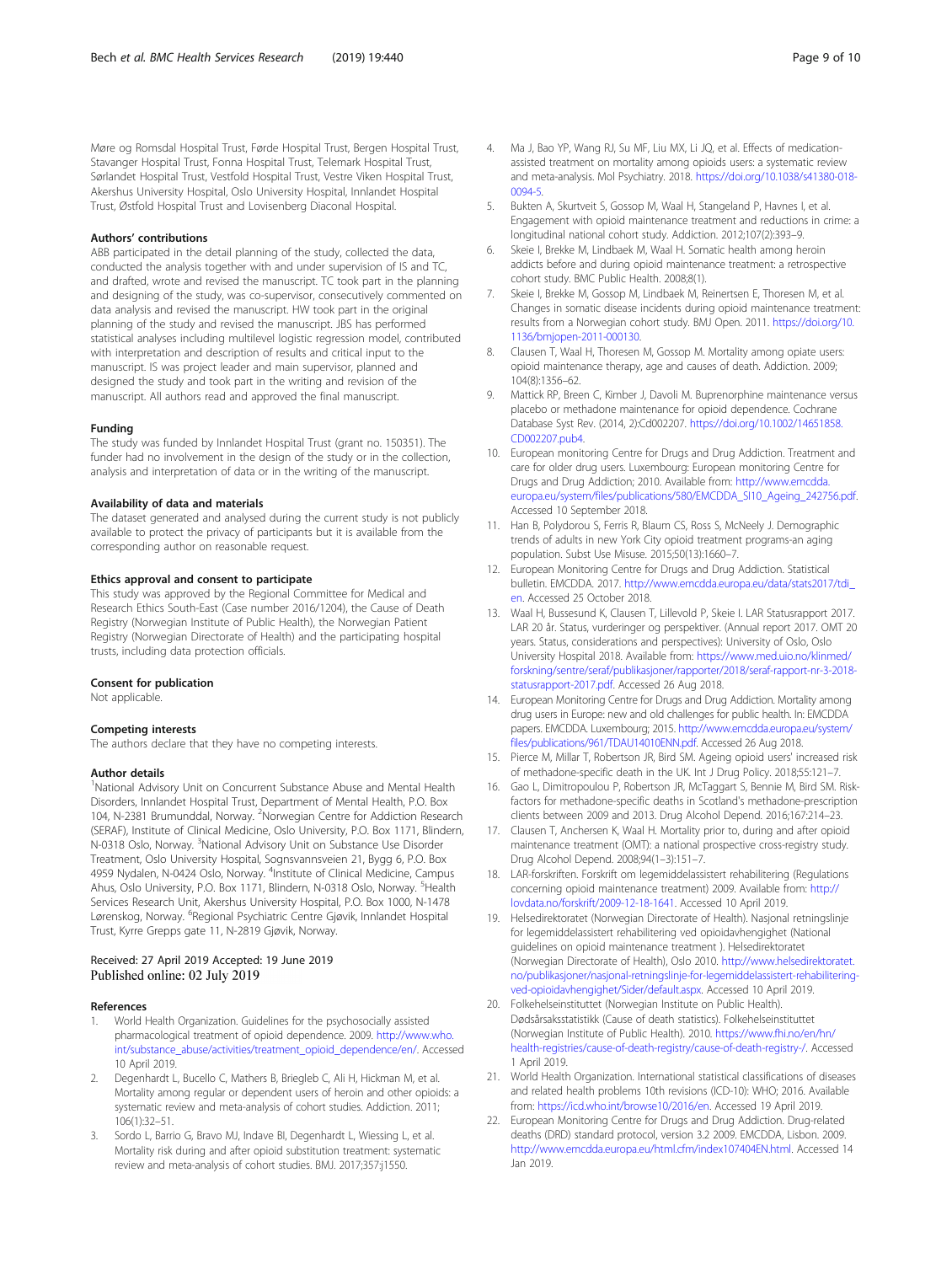Møre og Romsdal Hospital Trust, Førde Hospital Trust, Bergen Hospital Trust, Stavanger Hospital Trust, Fonna Hospital Trust, Telemark Hospital Trust, Sørlandet Hospital Trust, Vestfold Hospital Trust, Vestre Viken Hospital Trust, Akershus University Hospital, Oslo University Hospital, Innlandet Hospital Trust, Østfold Hospital Trust and Lovisenberg Diaconal Hospital.

### Authors' contributions

ABB participated in the detail planning of the study, collected the data, conducted the analysis together with and under supervision of IS and TC, and drafted, wrote and revised the manuscript. TC took part in the planning and designing of the study, was co-supervisor, consecutively commented on data analysis and revised the manuscript. HW took part in the original planning of the study and revised the manuscript. JBS has performed statistical analyses including multilevel logistic regression model, contributed with interpretation and description of results and critical input to the manuscript. IS was project leader and main supervisor, planned and designed the study and took part in the writing and revision of the manuscript. All authors read and approved the final manuscript.

### Funding

The study was funded by Innlandet Hospital Trust (grant no. 150351). The funder had no involvement in the design of the study or in the collection, analysis and interpretation of data or in the writing of the manuscript.

### Availability of data and materials

The dataset generated and analysed during the current study is not publicly available to protect the privacy of participants but it is available from the corresponding author on reasonable request.

### Ethics approval and consent to participate

This study was approved by the Regional Committee for Medical and Research Ethics South-East (Case number 2016/1204), the Cause of Death Registry (Norwegian Institute of Public Health), the Norwegian Patient Registry (Norwegian Directorate of Health) and the participating hospital trusts, including data protection officials.

### Consent for publication

Not applicable.

### Competing interests

The authors declare that they have no competing interests.

### Author details

[1]National Advisory Unit on Concurrent Substance Abuse and Mental Health Disorders, Innlandet Hospital Trust, Department of Mental Health, P.O. Box 104, N-2381 Brumunddal, Norway. [2]Norwegian Centre for Addiction Research (SERAF), Institute of Clinical Medicine, Oslo University, P.O. Box 1171, Blindern, N-0318 Oslo, Norway. [3]National Advisory Unit on Substance Use Disorder Treatment, Oslo University Hospital, Sognsvannsveien 21, Bygg 6, P.O. Box 4959 Nydalen, N-0424 Oslo, Norway. [4]Institute of Clinical Medicine, Campus Ahus, Oslo University, P.O. Box 1171, Blindern, N-0318 Oslo, Norway. [5]Health Services Research Unit, Akershus University Hospital, P.O. Box 1000, N-1478 Lørenskog, Norway. [6]Regional Psychiatric Centre Gjøvik, Innlandet Hospital Trust, Kyrre Grepps gate 11, N-2819 Gjøvik, Norway.

Received: 27 April 2019 Accepted: 19 June 2019
Published online: 02 July 2019

### References

1. World Health Organization. Guidelines for the psychosocially assisted pharmacological treatment of opioid dependence. 2009. http://www.who.int/substance_abuse/activities/treatment_opioid_dependence/en/. Accessed 10 April 2019.
2. Degenhardt L, Bucello C, Mathers B, Briegleb C, Ali H, Hickman M, et al. Mortality among regular or dependent users of heroin and other opioids: a systematic review and meta-analysis of cohort studies. Addiction. 2011; 106(1):32–51.
3. Sordo L, Barrio G, Bravo MJ, Indave BI, Degenhardt L, Wiessing L, et al. Mortality risk during and after opioid substitution treatment: systematic review and meta-analysis of cohort studies. BMJ. 2017;357:j1550.
4. Ma J, Bao YP, Wang RJ, Su MF, Liu MX, Li JQ, et al. Effects of medication-assisted treatment on mortality among opioids users: a systematic review and meta-analysis. Mol Psychiatry. 2018. https://doi.org/10.1038/s41380-018-0094-5.
5. Bukten A, Skurtveit S, Gossop M, Waal H, Stangeland P, Havnes I, et al. Engagement with opioid maintenance treatment and reductions in crime: a longitudinal national cohort study. Addiction. 2012;107(2):393–9.
6. Skeie I, Brekke M, Lindbaek M, Waal H. Somatic health among heroin addicts before and during opioid maintenance treatment: a retrospective cohort study. BMC Public Health. 2008;8(1).
7. Skeie I, Brekke M, Gossop M, Lindbaek M, Reinertsen E, Thoresen M, et al. Changes in somatic disease incidents during opioid maintenance treatment: results from a Norwegian cohort study. BMJ Open. 2011. https://doi.org/10.1136/bmjopen-2011-000130.
8. Clausen T, Waal H, Thoresen M, Gossop M. Mortality among opiate users: opioid maintenance therapy, age and causes of death. Addiction. 2009; 104(8):1356–62.
9. Mattick RP, Breen C, Kimber J, Davoli M. Buprenorphine maintenance versus placebo or methadone maintenance for opioid dependence. Cochrane Database Syst Rev. (2014, 2):Cd002207. https://doi.org/10.1002/14651858.CD002207.pub4.
10. European monitoring Centre for Drugs and Drug Addiction. Treatment and care for older drug users. Luxembourg: European monitoring Centre for Drugs and Drug Addiction; 2010. Available from: http://www.emcdda.europa.eu/system/files/publications/580/EMCDDA_SI10_Ageing_242756.pdf. Accessed 10 September 2018.
11. Han B, Polydorou S, Ferris R, Blaum CS, Ross S, McNeely J. Demographic trends of adults in new York City opioid treatment programs-an aging population. Subst Use Misuse. 2015;50(13):1660–7.
12. European Monitoring Centre for Drugs and Drug Addiction. Statistical bulletin. EMCDDA. 2017. http://www.emcdda.europa.eu/data/stats2017/tdi_en. Accessed 25 October 2018.
13. Waal H, Bussesund K, Clausen T, Lillevold P, Skeie I. LAR Statusrapport 2017. LAR 20 år. Status, vurderinger og perspektiver. (Annual report 2017. OMT 20 years. Status, considerations and perspectives): University of Oslo, Oslo University Hospital 2018. Available from: https://www.med.uio.no/klinmed/forskning/sentre/seraf/publikasjoner/rapporter/2018/seraf-rapport-nr-3-2018-statusrapport-2017.pdf. Accessed 26 Aug 2018.
14. European Monitoring Centre for Drugs and Drug Addiction. Mortality among drug users in Europe: new and old challenges for public health. In: EMCDDA papers. EMCDDA. Luxembourg; 2015. http://www.emcdda.europa.eu/system/files/publications/961/TDAU14010ENN.pdf. Accessed 26 Aug 2018.
15. Pierce M, Millar T, Robertson JR, Bird SM. Ageing opioid users' increased risk of methadone-specific death in the UK. Int J Drug Policy. 2018;55:121–7.
16. Gao L, Dimitropoulou P, Robertson JR, McTaggart S, Bennie M, Bird SM. Risk-factors for methadone-specific deaths in Scotland's methadone-prescription clients between 2009 and 2013. Drug Alcohol Depend. 2016;167:214–23.
17. Clausen T, Anchersen K, Waal H. Mortality prior to, during and after opioid maintenance treatment (OMT): a national prospective cross-registry study. Drug Alcohol Depend. 2008;94(1–3):151–7.
18. LAR-forskriften. Forskrift om legemiddelassistert rehabilitering (Regulations concerning opioid maintenance treatment) 2009. Available from: http://lovdata.no/forskrift/2009-12-18-1641. Accessed 10 April 2019.
19. Helsedirektoratet (Norwegian Directorate of Health). Nasjonal retningslinje for legemiddelassistert rehabilitering ved opioidavhengighet (National guidelines on opioid maintenance treatment ). Helsedirektoratet (Norwegian Directorate of Health), Oslo 2010. http://www.helsedirektoratet.no/publikasjoner/nasjonal-retningslinje-for-legemiddelassistert-rehabilitering-ved-opioidavhengighet/Sider/default.aspx. Accessed 10 April 2019.
20. Folkehelseinstituttet (Norwegian Institute on Public Health). Dødsårsakstatistikk (Cause of death statistics). Folkehelseinstituttet (Norwegian Institute of Public Health). 2010. https://www.fhi.no/en/hn/health-registries/cause-of-death-registry/cause-of-death-registry-/. Accessed 1 April 2019.
21. World Health Organization. International statistical classifications of diseases and related health problems 10th revisions (ICD-10): WHO; 2016. Available from: https://icd.who.int/browse10/2016/en. Accessed 19 April 2019.
22. European Monitoring Centre for Drugs and Drug Addiction. Drug-related deaths (DRD) standard protocol, version 3.2 2009. EMCDDA, Lisbon. 2009. http://www.emcdda.europa.eu/html.cfm/index107404EN.html. Accessed 14 Jan 2019.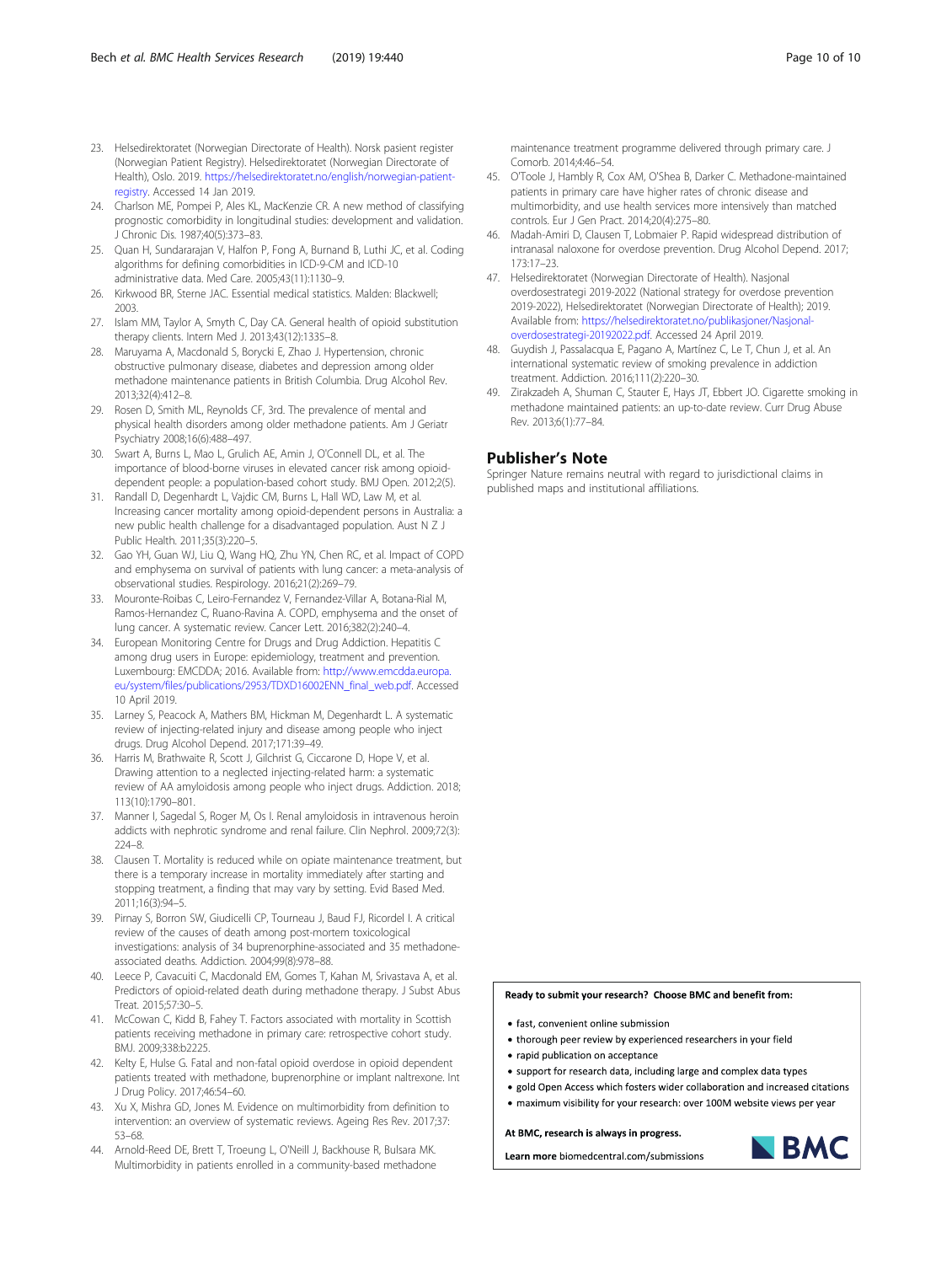23. Helsedirektoratet (Norwegian Directorate of Health). Norsk pasient register (Norwegian Patient Registry). Helsedirektoratet (Norwegian Directorate of Health), Oslo. 2019. https://helsedirektoratet.no/english/norwegian-patient-registry. Accessed 14 Jan 2019.
24. Charlson ME, Pompei P, Ales KL, MacKenzie CR. A new method of classifying prognostic comorbidity in longitudinal studies: development and validation. J Chronic Dis. 1987;40(5):373–83.
25. Quan H, Sundararajan V, Halfon P, Fong A, Burnand B, Luthi JC, et al. Coding algorithms for defining comorbidities in ICD-9-CM and ICD-10 administrative data. Med Care. 2005;43(11):1130–9.
26. Kirkwood BR, Sterne JAC. Essential medical statistics. Malden: Blackwell; 2003.
27. Islam MM, Taylor A, Smyth C, Day CA. General health of opioid substitution therapy clients. Intern Med J. 2013;43(12):1335–8.
28. Maruyama A, Macdonald S, Borycki E, Zhao J. Hypertension, chronic obstructive pulmonary disease, diabetes and depression among older methadone maintenance patients in British Columbia. Drug Alcohol Rev. 2013;32(4):412–8.
29. Rosen D, Smith ML, Reynolds CF, 3rd. The prevalence of mental and physical health disorders among older methadone patients. Am J Geriatr Psychiatry 2008;16(6):488–497.
30. Swart A, Burns L, Mao L, Grulich AE, Amin J, O'Connell DL, et al. The importance of blood-borne viruses in elevated cancer risk among opioid-dependent people: a population-based cohort study. BMJ Open. 2012;2(5).
31. Randall D, Degenhardt L, Vajdic CM, Burns L, Hall WD, Law M, et al. Increasing cancer mortality among opioid-dependent persons in Australia: a new public health challenge for a disadvantaged population. Aust N Z J Public Health. 2011;35(3):220–5.
32. Gao YH, Guan WJ, Liu Q, Wang HQ, Zhu YN, Chen RC, et al. Impact of COPD and emphysema on survival of patients with lung cancer: a meta-analysis of observational studies. Respirology. 2016;21(2):269–79.
33. Mouronte-Roibas C, Leiro-Fernandez V, Fernandez-Villar A, Botana-Rial M, Ramos-Hernandez C, Ruano-Ravina A. COPD, emphysema and the onset of lung cancer. A systematic review. Cancer Lett. 2016;382(2):240–4.
34. European Monitoring Centre for Drugs and Drug Addiction. Hepatitis C among drug users in Europe: epidemiology, treatment and prevention. Luxembourg: EMCDDA; 2016. Available from: http://www.emcdda.europa.eu/system/files/publications/2953/TDXD16002ENN_final_web.pdf. Accessed 10 April 2019.
35. Larney S, Peacock A, Mathers BM, Hickman M, Degenhardt L. A systematic review of injecting-related injury and disease among people who inject drugs. Drug Alcohol Depend. 2017;171:39–49.
36. Harris M, Brathwaite R, Scott J, Gilchrist G, Ciccarone D, Hope V, et al. Drawing attention to a neglected injecting-related harm: a systematic review of AA amyloidosis among people who inject drugs. Addiction. 2018;113(10):1790–801.
37. Manner I, Sagedal S, Roger M, Os I. Renal amyloidosis in intravenous heroin addicts with nephrotic syndrome and renal failure. Clin Nephrol. 2009;72(3):224–8.
38. Clausen T. Mortality is reduced while on opiate maintenance treatment, but there is a temporary increase in mortality immediately after starting and stopping treatment, a finding that may vary by setting. Evid Based Med. 2011;16(3):94–5.
39. Pirnay S, Borron SW, Giudicelli CP, Tourneau J, Baud FJ, Ricordel I. A critical review of the causes of death among post-mortem toxicological investigations: analysis of 34 buprenorphine-associated and 35 methadone-associated deaths. Addiction. 2004;99(8):978–88.
40. Leece P, Cavacuiti C, Macdonald EM, Gomes T, Kahan M, Srivastava A, et al. Predictors of opioid-related death during methadone therapy. J Subst Abus Treat. 2015;57:30–5.
41. McCowan C, Kidd B, Fahey T. Factors associated with mortality in Scottish patients receiving methadone in primary care: retrospective cohort study. BMJ. 2009;338:b2225.
42. Kelty E, Hulse G. Fatal and non-fatal opioid overdose in opioid dependent patients treated with methadone, buprenorphine or implant naltrexone. Int J Drug Policy. 2017;46:54–60.
43. Xu X, Mishra GD, Jones M. Evidence on multimorbidity from definition to intervention: an overview of systematic reviews. Ageing Res Rev. 2017;37:53–68.
44. Arnold-Reed DE, Brett T, Troeung L, O'Neill J, Backhouse R, Bulsara MK. Multimorbidity in patients enrolled in a community-based methadone maintenance treatment programme delivered through primary care. J Comorb. 2014;4:46–54.
45. O'Toole J, Hambly R, Cox AM, O'Shea B, Darker C. Methadone-maintained patients in primary care have higher rates of chronic disease and multimorbidity, and use health services more intensively than matched controls. Eur J Gen Pract. 2014;20(4):275–80.
46. Madah-Amiri D, Clausen T, Lobmaier P. Rapid widespread distribution of intranasal naloxone for overdose prevention. Drug Alcohol Depend. 2017;173:17–23.
47. Helsedirektoratet (Norwegian Directorate of Health). Nasjonal overdosestrategi 2019-2022 (National strategy for overdose prevention 2019-2022), Helsedirektoratet (Norwegian Directorate of Health); 2019. Available from: https://helsedirektoratet.no/publikasjoner/Nasjonal-overdosestrategi-20192022.pdf. Accessed 24 April 2019.
48. Guydish J, Passalacqua E, Pagano A, Martínez C, Le T, Chun J, et al. An international systematic review of smoking prevalence in addiction treatment. Addiction. 2016;111(2):220–30.
49. Zirakzadeh A, Shuman C, Stauter E, Hays JT, Ebbert JO. Cigarette smoking in methadone maintained patients: an up-to-date review. Curr Drug Abuse Rev. 2013;6(1):77–84.

## Publisher's Note

Springer Nature remains neutral with regard to jurisdictional claims in published maps and institutional affiliations.

**Ready to submit your research? Choose BMC and benefit from:**

- fast, convenient online submission
- thorough peer review by experienced researchers in your field
- rapid publication on acceptance
- support for research data, including large and complex data types
- gold Open Access which fosters wider collaboration and increased citations
- maximum visibility for your research: over 100M website views per year

**At BMC, research is always in progress.**

**Learn more** biomedcentral.com/submissions

BMC